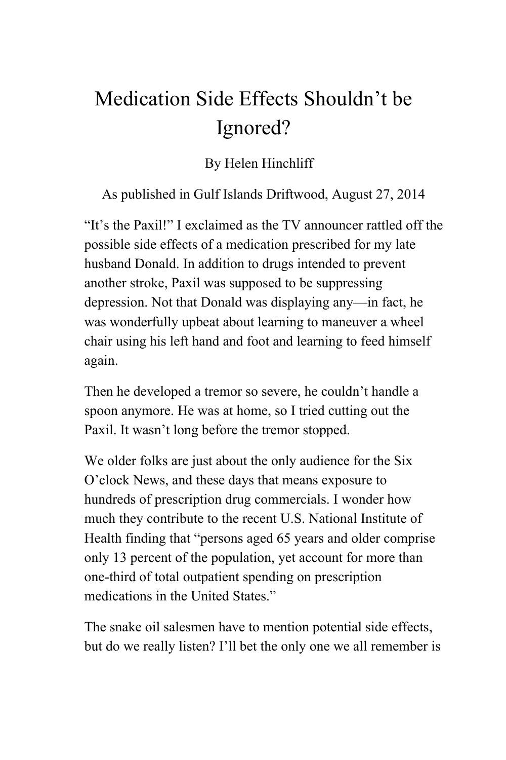# Medication Side Effects Shouldn't be Ignored?

By Helen Hinchliff

As published in Gulf Islands Driftwood, August 27, 2014

"It's the Paxil!" I exclaimed as the TV announcer rattled off the possible side effects of a medication prescribed for my late husband Donald. In addition to drugs intended to prevent another stroke, Paxil was supposed to be suppressing depression. Not that Donald was displaying any—in fact, he was wonderfully upbeat about learning to maneuver a wheel chair using his left hand and foot and learning to feed himself again.

Then he developed a tremor so severe, he couldn't handle a spoon anymore. He was at home, so I tried cutting out the Paxil. It wasn't long before the tremor stopped.

We older folks are just about the only audience for the Six O'clock News, and these days that means exposure to hundreds of prescription drug commercials. I wonder how much they contribute to the recent U.S. National Institute of Health finding that "persons aged 65 years and older comprise only 13 percent of the population, yet account for more than one-third of total outpatient spending on prescription medications in the United States."

The snake oil salesmen have to mention potential side effects, but do we really listen? I'll bet the only one we all remember is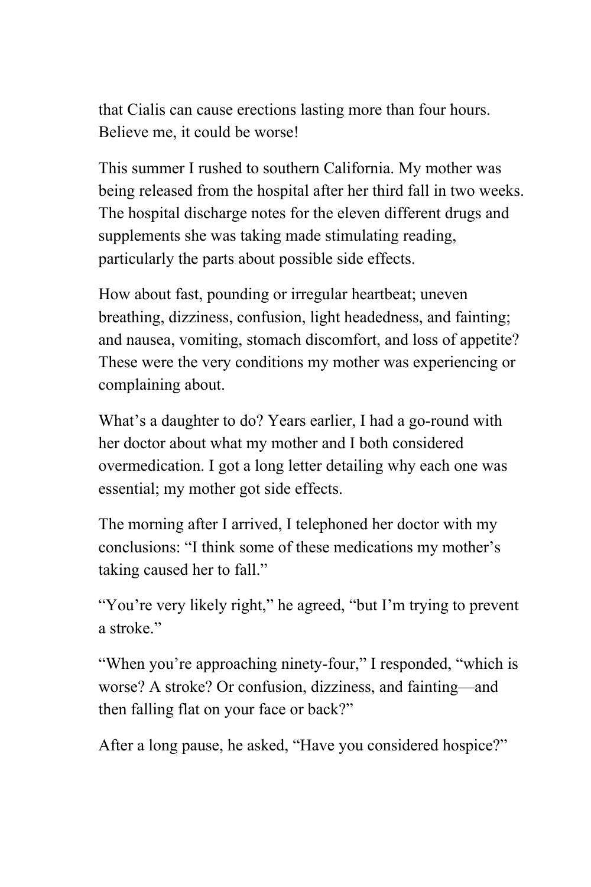that Cialis can cause erections lasting more than four hours. Believe me, it could be worse!

This summer I rushed to southern California. My mother was being released from the hospital after her third fall in two weeks. The hospital discharge notes for the eleven different drugs and supplements she was taking made stimulating reading, particularly the parts about possible side effects.

How about fast, pounding or irregular heartbeat; uneven breathing, dizziness, confusion, light headedness, and fainting; and nausea, vomiting, stomach discomfort, and loss of appetite? These were the very conditions my mother was experiencing or complaining about.

What's a daughter to do? Years earlier, I had a go-round with her doctor about what my mother and I both considered overmedication. I got a long letter detailing why each one was essential; my mother got side effects.

The morning after I arrived, I telephoned her doctor with my conclusions: "I think some of these medications my mother's taking caused her to fall."

"You're very likely right," he agreed, "but I'm trying to prevent a stroke."

"When you're approaching ninety-four," I responded, "which is worse? A stroke? Or confusion, dizziness, and fainting—and then falling flat on your face or back?"

After a long pause, he asked, "Have you considered hospice?"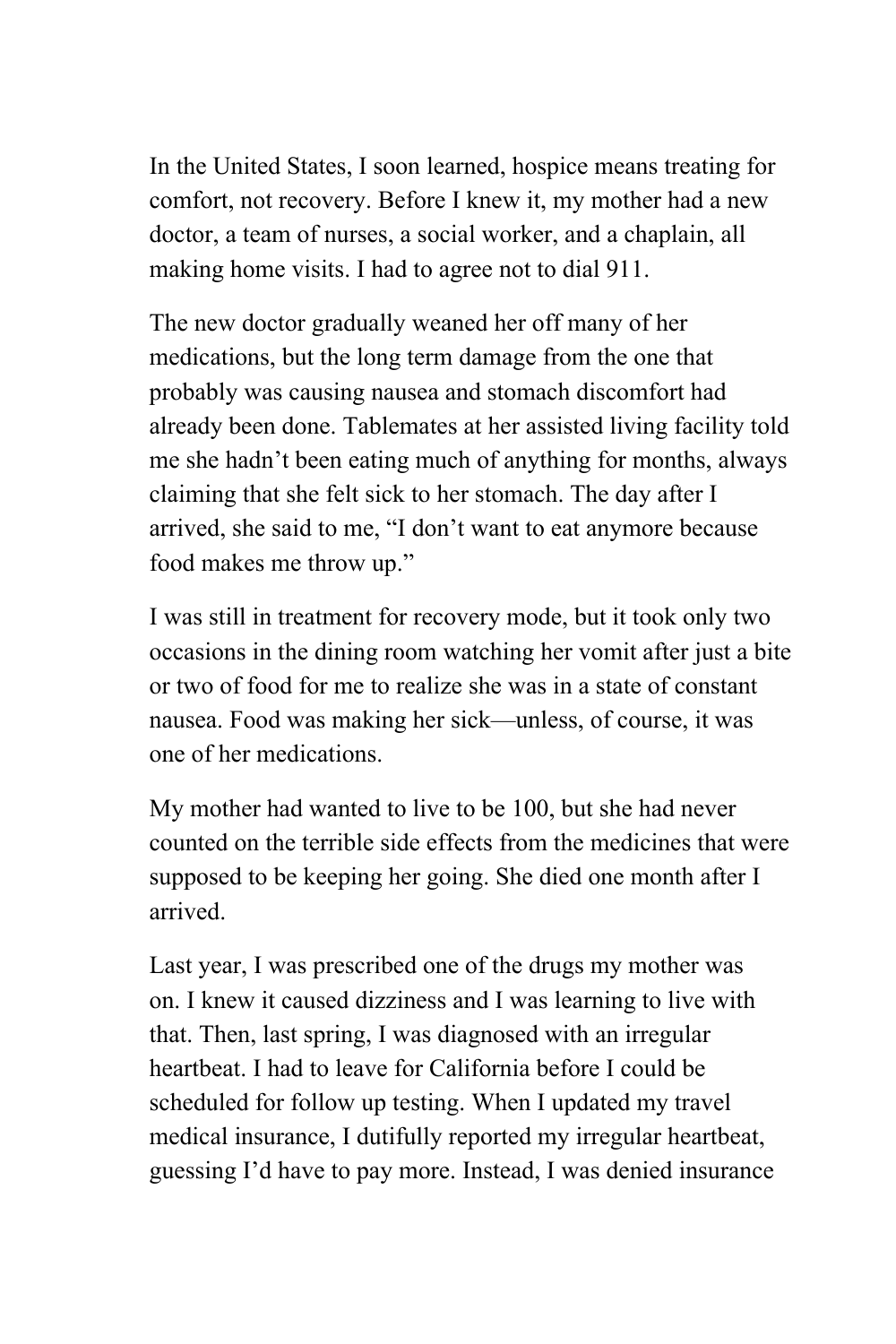In the United States, I soon learned, hospice means treating for comfort, not recovery. Before I knew it, my mother had a new doctor, a team of nurses, a social worker, and a chaplain, all making home visits. I had to agree not to dial 911.

The new doctor gradually weaned her off many of her medications, but the long term damage from the one that probably was causing nausea and stomach discomfort had already been done. Tablemates at her assisted living facility told me she hadn't been eating much of anything for months, always claiming that she felt sick to her stomach. The day after I arrived, she said to me, "I don't want to eat anymore because food makes me throw up."

I was still in treatment for recovery mode, but it took only two occasions in the dining room watching her vomit after just a bite or two of food for me to realize she was in a state of constant nausea. Food was making her sick—unless, of course, it was one of her medications.

My mother had wanted to live to be 100, but she had never counted on the terrible side effects from the medicines that were supposed to be keeping her going. She died one month after I arrived.

Last year, I was prescribed one of the drugs my mother was on. I knew it caused dizziness and I was learning to live with that. Then, last spring, I was diagnosed with an irregular heartbeat. I had to leave for California before I could be scheduled for follow up testing. When I updated my travel medical insurance, I dutifully reported my irregular heartbeat, guessing I'd have to pay more. Instead, I was denied insurance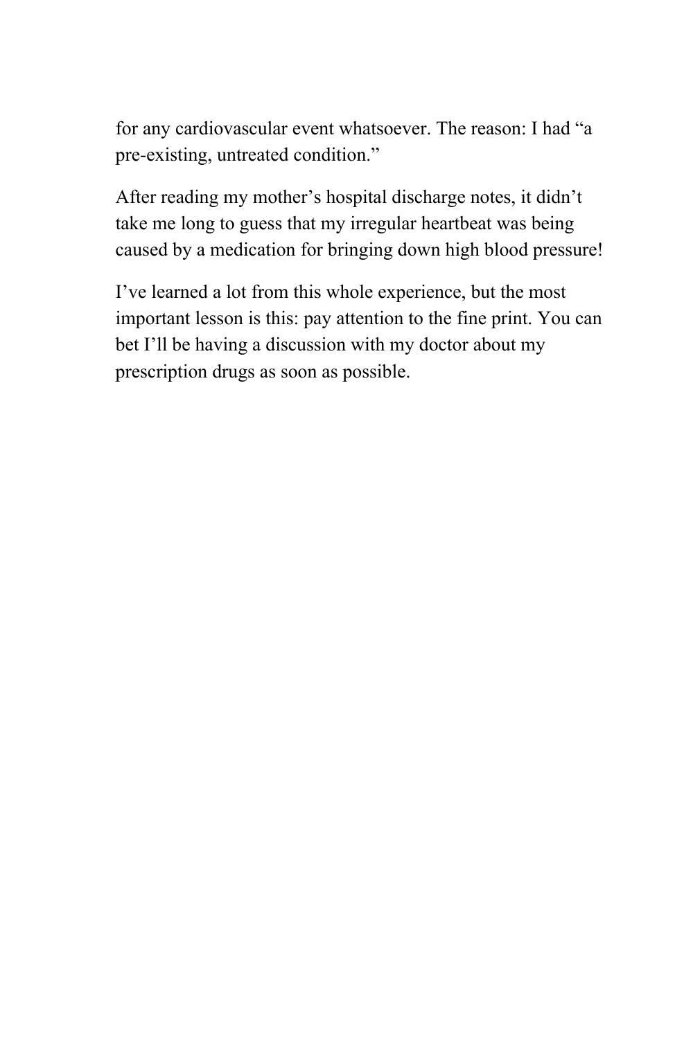for any cardiovascular event whatsoever. The reason: I had "a pre-existing, untreated condition."

After reading my mother's hospital discharge notes, it didn't take me long to guess that my irregular heartbeat was being caused by a medication for bringing down high blood pressure!

I've learned a lot from this whole experience, but the most important lesson is this: pay attention to the fine print. You can bet I'll be having a discussion with my doctor about my prescription drugs as soon as possible.